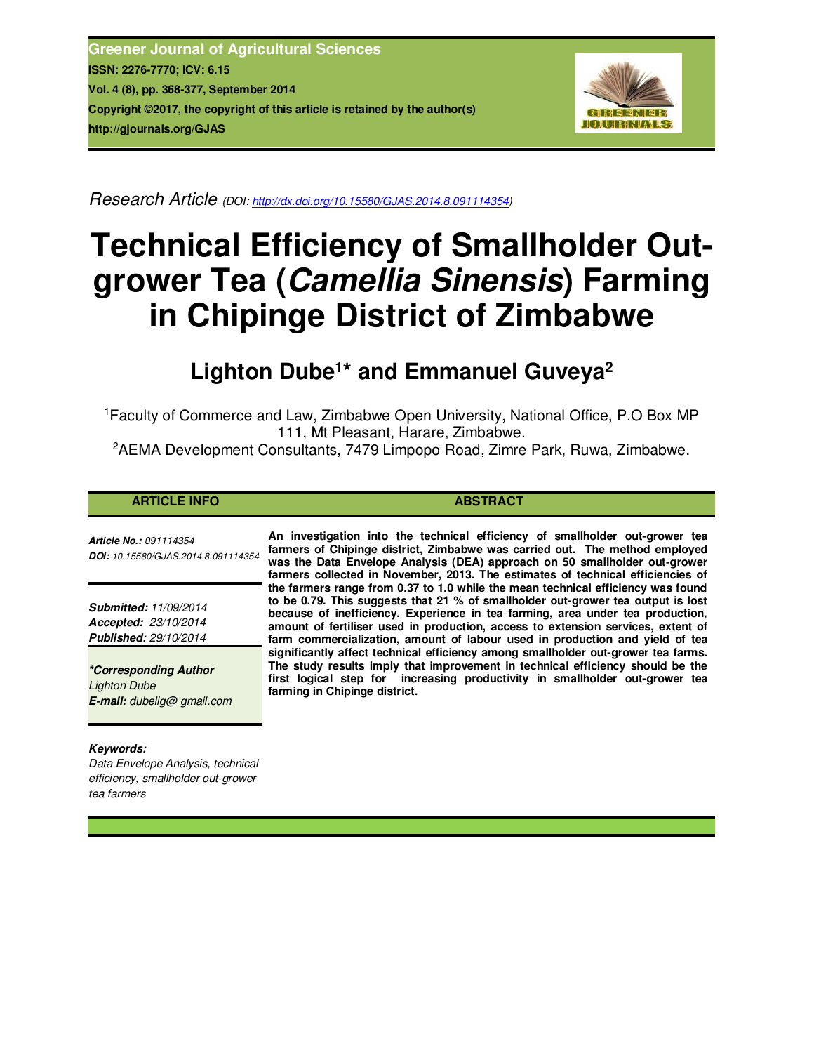Greener Journal of Agricultural Sciences
ISSN: 2276-7770; ICV: 6.15
Vol. 4 (8), pp. 368-377, September 2014
Copyright ©2017, the copyright of this article is retained by the author(s)
http://gjournals.org/GJAS

*Research Article* (DOI: http://dx.doi.org/10.15580/GJAS.2014.8.091114354)

# Technical Efficiency of Smallholder Out-grower Tea (*Camellia Sinensis*) Farming in Chipinge District of Zimbabwe

## Lighton Dube[1]* and Emmanuel Guveya[2]

[1]Faculty of Commerce and Law, Zimbabwe Open University, National Office, P.O Box MP 111, Mt Pleasant, Harare, Zimbabwe.
[2]AEMA Development Consultants, 7479 Limpopo Road, Zimre Park, Ruwa, Zimbabwe.

### ARTICLE INFO

***Article No.:*** *091114354*
***DOI:*** *10.15580/GJAS.2014.8.091114354*

***Submitted:*** *11/09/2014*
***Accepted:*** *23/10/2014*
***Published:*** *29/10/2014*

***\*Corresponding Author***
*Lighton Dube*
***E-mail:*** *dubelig@ gmail.com*

***Keywords:***
*Data Envelope Analysis, technical efficiency, smallholder out-grower tea farmers*

### ABSTRACT

**An investigation into the technical efficiency of smallholder out-grower tea farmers of Chipinge district, Zimbabwe was carried out. The method employed was the Data Envelope Analysis (DEA) approach on 50 smallholder out-grower farmers collected in November, 2013. The estimates of technical efficiencies of the farmers range from 0.37 to 1.0 while the mean technical efficiency was found to be 0.79. This suggests that 21 % of smallholder out-grower tea output is lost because of inefficiency. Experience in tea farming, area under tea production, amount of fertiliser used in production, access to extension services, extent of farm commercialization, amount of labour used in production and yield of tea significantly affect technical efficiency among smallholder out-grower tea farms. The study results imply that improvement in technical efficiency should be the first logical step for increasing productivity in smallholder out-grower tea farming in Chipinge district.**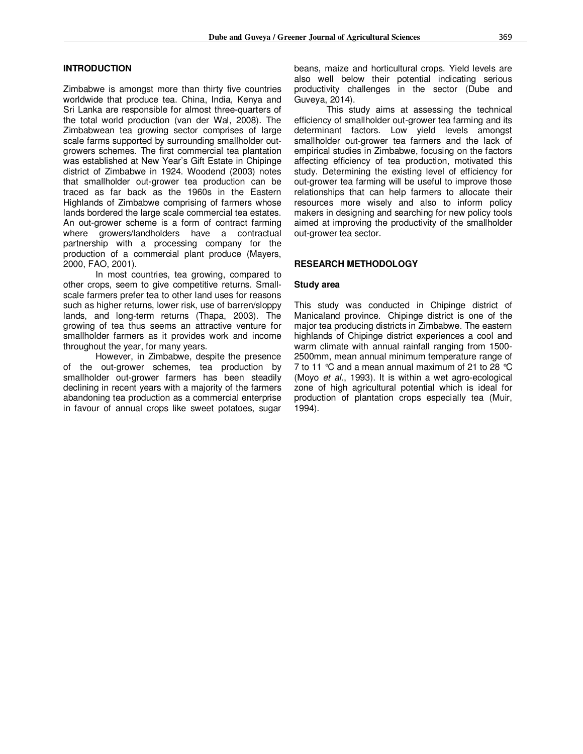## INTRODUCTION

Zimbabwe is amongst more than thirty five countries worldwide that produce tea. China, India, Kenya and Sri Lanka are responsible for almost three-quarters of the total world production (van der Wal, 2008). The Zimbabwean tea growing sector comprises of large scale farms supported by surrounding smallholder out-growers schemes. The first commercial tea plantation was established at New Year's Gift Estate in Chipinge district of Zimbabwe in 1924. Woodend (2003) notes that smallholder out-grower tea production can be traced as far back as the 1960s in the Eastern Highlands of Zimbabwe comprising of farmers whose lands bordered the large scale commercial tea estates. An out-grower scheme is a form of contract farming where growers/landholders have a contractual partnership with a processing company for the production of a commercial plant produce (Mayers, 2000, FAO, 2001).

In most countries, tea growing, compared to other crops, seem to give competitive returns. Small-scale farmers prefer tea to other land uses for reasons such as higher returns, lower risk, use of barren/sloppy lands, and long-term returns (Thapa, 2003). The growing of tea thus seems an attractive venture for smallholder farmers as it provides work and income throughout the year, for many years.

However, in Zimbabwe, despite the presence of the out-grower schemes, tea production by smallholder out-grower farmers has been steadily declining in recent years with a majority of the farmers abandoning tea production as a commercial enterprise in favour of annual crops like sweet potatoes, sugar beans, maize and horticultural crops. Yield levels are also well below their potential indicating serious productivity challenges in the sector (Dube and Guveya, 2014).

This study aims at assessing the technical efficiency of smallholder out-grower tea farming and its determinant factors. Low yield levels amongst smallholder out-grower tea farmers and the lack of empirical studies in Zimbabwe, focusing on the factors affecting efficiency of tea production, motivated this study. Determining the existing level of efficiency for out-grower tea farming will be useful to improve those relationships that can help farmers to allocate their resources more wisely and also to inform policy makers in designing and searching for new policy tools aimed at improving the productivity of the smallholder out-grower tea sector.

## RESEARCH METHODOLOGY

### Study area

This study was conducted in Chipinge district of Manicaland province. Chipinge district is one of the major tea producing districts in Zimbabwe. The eastern highlands of Chipinge district experiences a cool and warm climate with annual rainfall ranging from 1500-2500mm, mean annual minimum temperature range of 7 to 11 ℃ and a mean annual maximum of 21 to 28 ℃ (Moyo *et al*., 1993). It is within a wet agro-ecological zone of high agricultural potential which is ideal for production of plantation crops especially tea (Muir, 1994).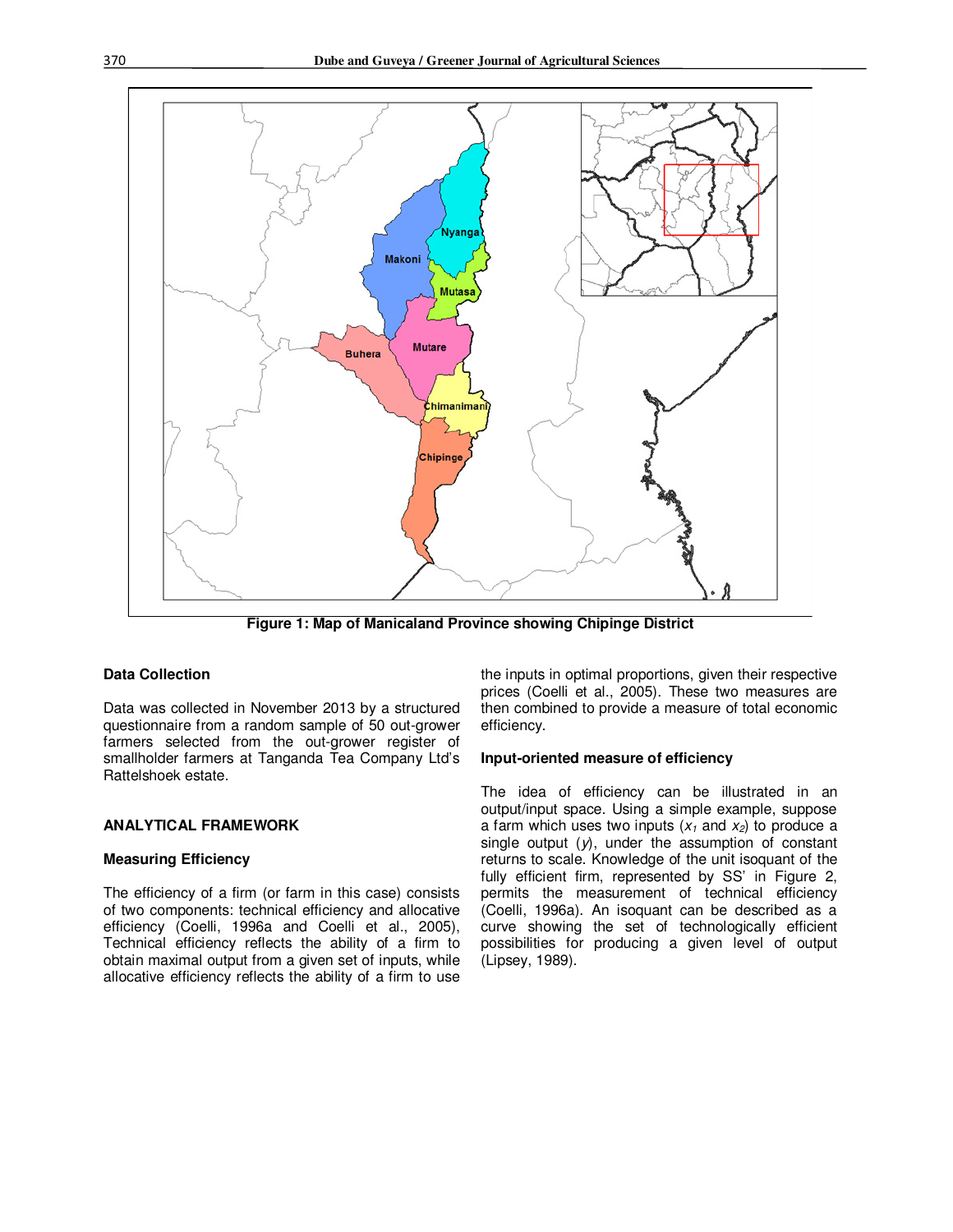Figure 1: Map of Manicaland Province showing Chipinge District

**Data Collection**

Data was collected in November 2013 by a structured questionnaire from a random sample of 50 out-grower farmers selected from the out-grower register of smallholder farmers at Tanganda Tea Company Ltd's Rattelshoek estate.

## ANALYTICAL FRAMEWORK

### Measuring Efficiency

The efficiency of a firm (or farm in this case) consists of two components: technical efficiency and allocative efficiency (Coelli, 1996a and Coelli et al., 2005), Technical efficiency reflects the ability of a firm to obtain maximal output from a given set of inputs, while allocative efficiency reflects the ability of a firm to use the inputs in optimal proportions, given their respective prices (Coelli et al., 2005). These two measures are then combined to provide a measure of total economic efficiency.

### Input-oriented measure of efficiency

The idea of efficiency can be illustrated in an output/input space. Using a simple example, suppose a farm which uses two inputs ($x_1$ and $x_2$) to produce a single output ($y$), under the assumption of constant returns to scale. Knowledge of the unit isoquant of the fully efficient firm, represented by SS' in Figure 2, permits the measurement of technical efficiency (Coelli, 1996a). An isoquant can be described as a curve showing the set of technologically efficient possibilities for producing a given level of output (Lipsey, 1989).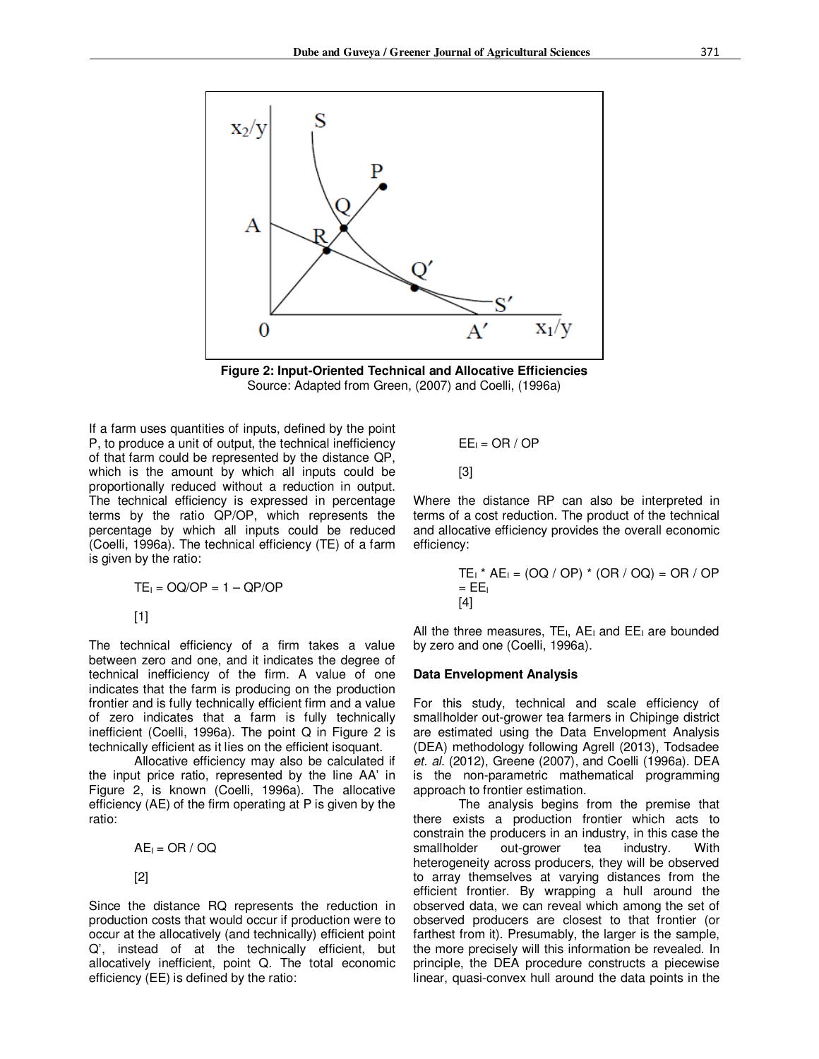**Figure 2: Input-Oriented Technical and Allocative Efficiencies**
Source: Adapted from Green, (2007) and Coelli, (1996a)

If a farm uses quantities of inputs, defined by the point P, to produce a unit of output, the technical inefficiency of that farm could be represented by the distance QP, which is the amount by which all inputs could be proportionally reduced without a reduction in output. The technical efficiency is expressed in percentage terms by the ratio QP/OP, which represents the percentage by which all inputs could be reduced (Coelli, 1996a). The technical efficiency (TE) of a farm is given by the ratio:

$$TE_I = OQ/OP = 1 - QP/OP$$

[1]

The technical efficiency of a firm takes a value between zero and one, and it indicates the degree of technical inefficiency of the firm. A value of one indicates that the farm is producing on the production frontier and is fully technically efficient firm and a value of zero indicates that a farm is fully technically inefficient (Coelli, 1996a). The point Q in Figure 2 is technically efficient as it lies on the efficient isoquant.

Allocative efficiency may also be calculated if the input price ratio, represented by the line AA' in Figure 2, is known (Coelli, 1996a). The allocative efficiency (AE) of the firm operating at P is given by the ratio:

$$AE_I = OR / OQ$$

[2]

Since the distance RQ represents the reduction in production costs that would occur if production were to occur at the allocatively (and technically) efficient point Q', instead of at the technically efficient, but allocatively inefficient, point Q. The total economic efficiency (EE) is defined by the ratio:

$$EE_I = OR / OP$$

[3]

Where the distance RP can also be interpreted in terms of a cost reduction. The product of the technical and allocative efficiency provides the overall economic efficiency:

$$TE_I * AE_I = (OQ / OP) * (OR / OQ) = OR / OP = EE_I$$

[4]

All the three measures, $TE_I$, $AE_I$ and $EE_I$ are bounded by zero and one (Coelli, 1996a).

**Data Envelopment Analysis**

For this study, technical and scale efficiency of smallholder out-grower tea farmers in Chipinge district are estimated using the Data Envelopment Analysis (DEA) methodology following Agrell (2013), Todsadee *et. al.* (2012), Greene (2007), and Coelli (1996a). DEA is the non-parametric mathematical programming approach to frontier estimation.

The analysis begins from the premise that there exists a production frontier which acts to constrain the producers in an industry, in this case the smallholder out-grower tea industry. With heterogeneity across producers, they will be observed to array themselves at varying distances from the efficient frontier. By wrapping a hull around the observed data, we can reveal which among the set of observed producers are closest to that frontier (or farthest from it). Presumably, the larger is the sample, the more precisely will this information be revealed. In principle, the DEA procedure constructs a piecewise linear, quasi-convex hull around the data points in the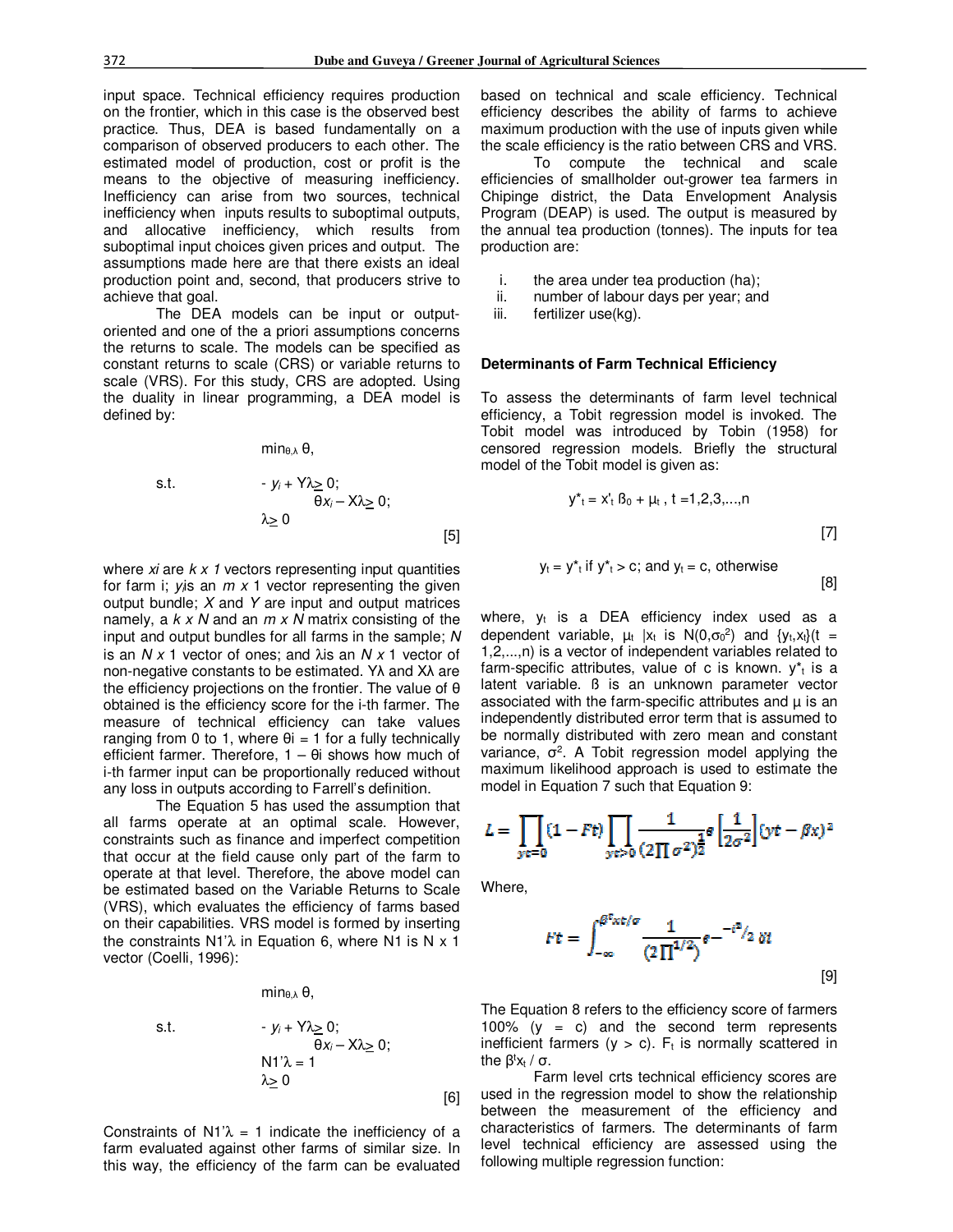input space. Technical efficiency requires production on the frontier, which in this case is the observed best practice. Thus, DEA is based fundamentally on a comparison of observed producers to each other. The estimated model of production, cost or profit is the means to the objective of measuring inefficiency. Inefficiency can arise from two sources, technical inefficiency when inputs results to suboptimal outputs, and allocative inefficiency, which results from suboptimal input choices given prices and output. The assumptions made here are that there exists an ideal production point and, second, that producers strive to achieve that goal.

The DEA models can be input or output-oriented and one of the a priori assumptions concerns the returns to scale. The models can be specified as constant returns to scale (CRS) or variable returns to scale (VRS). For this study, CRS are adopted. Using the duality in linear programming, a DEA model is defined by:

$$\min_{\theta,\lambda} \theta,$$

$$\text{s.t.} \quad -y_i + Y\lambda \geq 0; \quad \theta x_i - X\lambda \geq 0; \quad \lambda \geq 0 \qquad [5]$$

where $x_i$ are $k \times 1$ vectors representing input quantities for farm i; $y_i$ is an $m \times 1$ vector representing the given output bundle; $X$ and $Y$ are input and output matrices namely, a $k \times N$ and an $m \times N$ matrix consisting of the input and output bundles for all farms in the sample; $N$ is an $N \times 1$ vector of ones; and $\lambda$ is an $N \times 1$ vector of non-negative constants to be estimated. $Y\lambda$ and $X\lambda$ are the efficiency projections on the frontier. The value of $\theta$ obtained is the efficiency score for the i-th farmer. The measure of technical efficiency can take values ranging from 0 to 1, where $\theta i = 1$ for a fully technically efficient farmer. Therefore, $1 - \theta i$ shows how much of i-th farmer input can be proportionally reduced without any loss in outputs according to Farrell's definition.

The Equation 5 has used the assumption that all farms operate at an optimal scale. However, constraints such as finance and imperfect competition that occur at the field cause only part of the farm to operate at that level. Therefore, the above model can be estimated based on the Variable Returns to Scale (VRS), which evaluates the efficiency of farms based on their capabilities. VRS model is formed by inserting the constraints $N1'\lambda$ in Equation 6, where N1 is N x 1 vector (Coelli, 1996):

$$\min_{\theta,\lambda} \theta,$$

$$\text{s.t.} \quad -y_i + Y\lambda \geq 0; \quad \theta x_i - X\lambda \geq 0; \quad N1'\lambda = 1; \quad \lambda \geq 0 \qquad [6]$$

Constraints of $N1'\lambda = 1$ indicate the inefficiency of a farm evaluated against other farms of similar size. In this way, the efficiency of the farm can be evaluated based on technical and scale efficiency. Technical efficiency describes the ability of farms to achieve maximum production with the use of inputs given while the scale efficiency is the ratio between CRS and VRS.

To compute the technical and scale efficiencies of smallholder out-grower tea farmers in Chipinge district, the Data Envelopment Analysis Program (DEAP) is used. The output is measured by the annual tea production (tonnes). The inputs for tea production are:

i. the area under tea production (ha);
ii. number of labour days per year; and
iii. fertilizer use(kg).

## Determinants of Farm Technical Efficiency

To assess the determinants of farm level technical efficiency, a Tobit regression model is invoked. The Tobit model was introduced by Tobin (1958) for censored regression models. Briefly the structural model of the Tobit model is given as:

$$y^*_t = x'_t \beta_0 + \mu_t, \ t = 1,2,3,...,n \qquad [7]$$

$$y_t = y^*_t \text{ if } y^*_t > c; \text{ and } y_t = c, \text{ otherwise} \qquad [8]$$

where, $y_t$ is a DEA efficiency index used as a dependent variable, $\mu_t \ |x_t$ is $N(0,\sigma_0^2)$ and $\{y_t,x_t\}(t = 1,2,...,n)$ is a vector of independent variables related to farm-specific attributes, value of c is known. $y^*_t$ is a latent variable. ß is an unknown parameter vector associated with the farm-specific attributes and μ is an independently distributed error term that is assumed to be normally distributed with zero mean and constant variance, $\sigma^2$. A Tobit regression model applying the maximum likelihood approach is used to estimate the model in Equation 7 such that Equation 9:

$$L = \prod_{yt=0}(1 - Ft) \prod_{yt>0} \frac{1}{(2\prod \sigma^2)^{\frac{1}{2}}} e^{\left[\frac{1}{2\sigma^2}\right](yt - \beta x)^2}$$

Where,

$$Ft = \int_{-\infty}^{\beta^t xt/\sigma} \frac{1}{(2\prod^{1/2})} e^{-t^2/2} \, \delta t \qquad [9]$$

The Equation 8 refers to the efficiency score of farmers 100% (y = c) and the second term represents inefficient farmers (y > c). $F_t$ is normally scattered in the $\beta^t x_t / \sigma$.

Farm level crts technical efficiency scores are used in the regression model to show the relationship between the measurement of the efficiency and characteristics of farmers. The determinants of farm level technical efficiency are assessed using the following multiple regression function: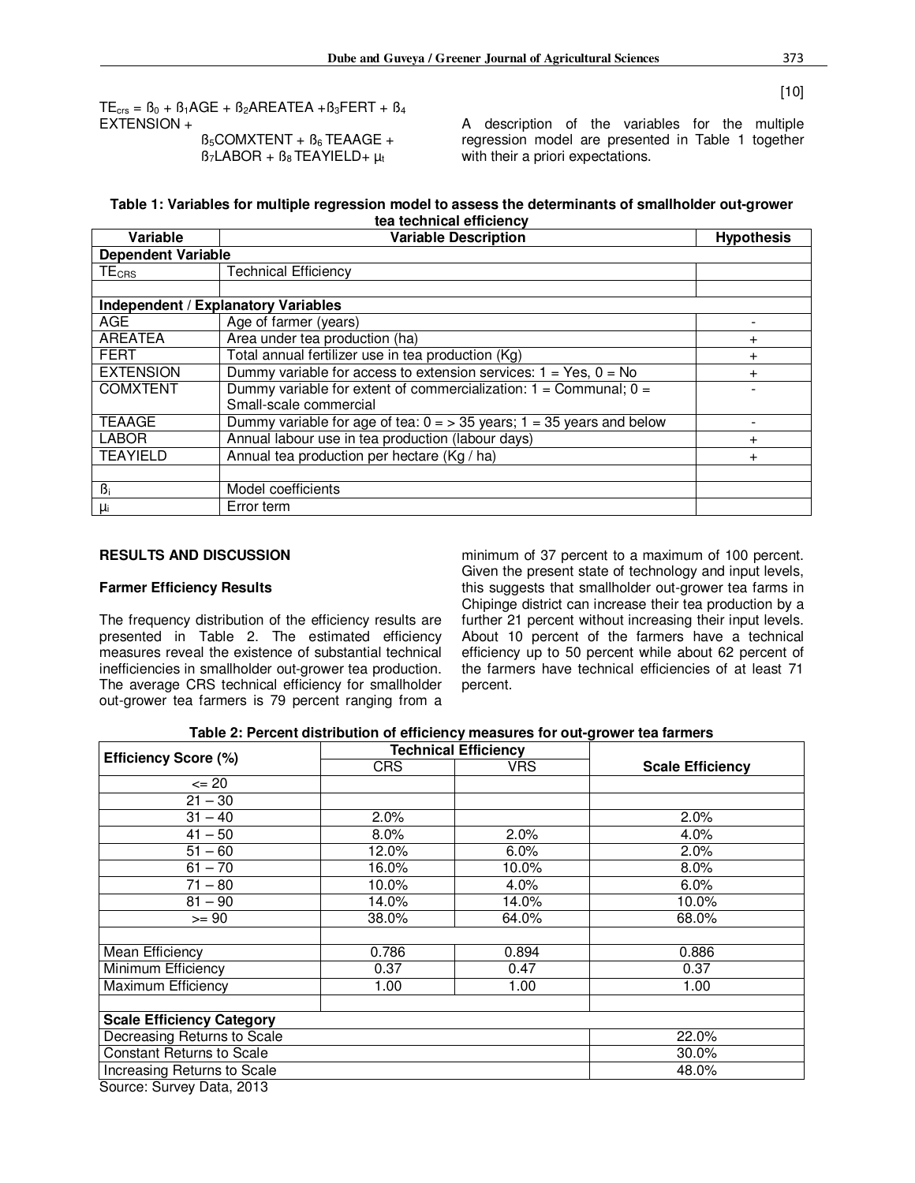$$TE_{crs} = \beta_0 + \beta_1 AGE + \beta_2 AREATEA + \beta_3 FERT + \beta_4 EXTENSION + \beta_5 COMXTENT + \beta_6 TEAAGE + \beta_7 LABOR + \beta_8 TEAYIELD + \mu_t \quad [10]$$

A description of the variables for the multiple regression model are presented in Table 1 together with their a priori expectations.

**Table 1: Variables for multiple regression model to assess the determinants of smallholder out-grower tea technical efficiency**

| Variable | Variable Description | Hypothesis |
|---|---|---|
| **Dependent Variable** | | |
| $TE_{CRS}$ | Technical Efficiency | |
| | | |
| **Independent / Explanatory Variables** | | |
| AGE | Age of farmer (years) | - |
| AREATEA | Area under tea production (ha) | + |
| FERT | Total annual fertilizer use in tea production (Kg) | + |
| EXTENSION | Dummy variable for access to extension services: 1 = Yes, 0 = No | + |
| COMXTENT | Dummy variable for extent of commercialization: 1 = Communal; 0 = Small-scale commercial | - |
| TEAAGE | Dummy variable for age of tea: 0 = > 35 years; 1 = 35 years and below | - |
| LABOR | Annual labour use in tea production (labour days) | + |
| TEAYIELD | Annual tea production per hectare (Kg / ha) | + |
| | | |
| $\beta_i$ | Model coefficients | |
| $\mu_i$ | Error term | |

## RESULTS AND DISCUSSION

### Farmer Efficiency Results

The frequency distribution of the efficiency results are presented in Table 2. The estimated efficiency measures reveal the existence of substantial technical inefficiencies in smallholder out-grower tea production. The average CRS technical efficiency for smallholder out-grower tea farmers is 79 percent ranging from a minimum of 37 percent to a maximum of 100 percent. Given the present state of technology and input levels, this suggests that smallholder out-grower tea farms in Chipinge district can increase their tea production by a further 21 percent without increasing their input levels. About 10 percent of the farmers have a technical efficiency up to 50 percent while about 62 percent of the farmers have technical efficiencies of at least 71 percent.

**Table 2: Percent distribution of efficiency measures for out-grower tea farmers**

| Efficiency Score (%) | Technical Efficiency | | Scale Efficiency |
|---|---|---|---|
| | CRS | VRS | |
| <= 20 | | | |
| 21 – 30 | | | |
| 31 – 40 | 2.0% | | 2.0% |
| 41 – 50 | 8.0% | 2.0% | 4.0% |
| 51 – 60 | 12.0% | 6.0% | 2.0% |
| 61 – 70 | 16.0% | 10.0% | 8.0% |
| 71 – 80 | 10.0% | 4.0% | 6.0% |
| 81 – 90 | 14.0% | 14.0% | 10.0% |
| >= 90 | 38.0% | 64.0% | 68.0% |
| | | | |
| Mean Efficiency | 0.786 | 0.894 | 0.886 |
| Minimum Efficiency | 0.37 | 0.47 | 0.37 |
| Maximum Efficiency | 1.00 | 1.00 | 1.00 |
| | | | |
| **Scale Efficiency Category** | | | |
| Decreasing Returns to Scale | | | 22.0% |
| Constant Returns to Scale | | | 30.0% |
| Increasing Returns to Scale | | | 48.0% |

Source: Survey Data, 2013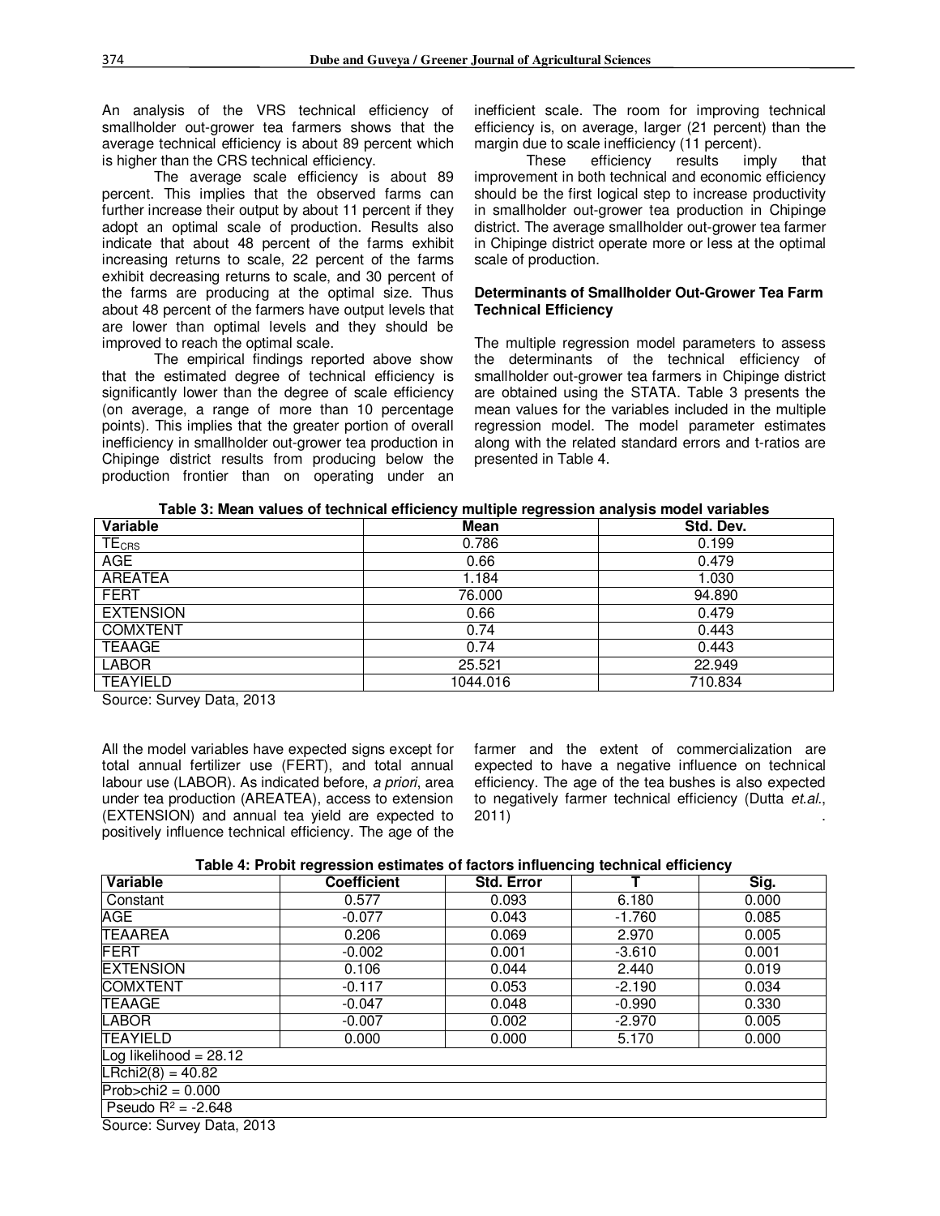An analysis of the VRS technical efficiency of smallholder out-grower tea farmers shows that the average technical efficiency is about 89 percent which is higher than the CRS technical efficiency.

The average scale efficiency is about 89 percent. This implies that the observed farms can further increase their output by about 11 percent if they adopt an optimal scale of production. Results also indicate that about 48 percent of the farms exhibit increasing returns to scale, 22 percent of the farms exhibit decreasing returns to scale, and 30 percent of the farms are producing at the optimal size. Thus about 48 percent of the farmers have output levels that are lower than optimal levels and they should be improved to reach the optimal scale.

The empirical findings reported above show that the estimated degree of technical efficiency is significantly lower than the degree of scale efficiency (on average, a range of more than 10 percentage points). This implies that the greater portion of overall inefficiency in smallholder out-grower tea production in Chipinge district results from producing below the production frontier than on operating under an inefficient scale. The room for improving technical efficiency is, on average, larger (21 percent) than the margin due to scale inefficiency (11 percent).

These efficiency results imply that improvement in both technical and economic efficiency should be the first logical step to increase productivity in smallholder out-grower tea production in Chipinge district. The average smallholder out-grower tea farmer in Chipinge district operate more or less at the optimal scale of production.

**Determinants of Smallholder Out-Grower Tea Farm Technical Efficiency**

The multiple regression model parameters to assess the determinants of the technical efficiency of smallholder out-grower tea farmers in Chipinge district are obtained using the STATA. Table 3 presents the mean values for the variables included in the multiple regression model. The model parameter estimates along with the related standard errors and t-ratios are presented in Table 4.

**Table 3: Mean values of technical efficiency multiple regression analysis model variables**

| Variable | Mean | Std. Dev. |
|---|---|---|
| $TE_{CRS}$ | 0.786 | 0.199 |
| AGE | 0.66 | 0.479 |
| AREATEA | 1.184 | 1.030 |
| FERT | 76.000 | 94.890 |
| EXTENSION | 0.66 | 0.479 |
| COMXTENT | 0.74 | 0.443 |
| TEAAGE | 0.74 | 0.443 |
| LABOR | 25.521 | 22.949 |
| TEAYIELD | 1044.016 | 710.834 |

Source: Survey Data, 2013

All the model variables have expected signs except for total annual fertilizer use (FERT), and total annual labour use (LABOR). As indicated before, *a priori*, area under tea production (AREATEA), access to extension (EXTENSION) and annual tea yield are expected to positively influence technical efficiency. The age of the farmer and the extent of commercialization are expected to have a negative influence on technical efficiency. The age of the tea bushes is also expected to negatively farmer technical efficiency (Dutta *et.al.*, 2011) .

**Table 4: Probit regression estimates of factors influencing technical efficiency**

| Variable | Coefficient | Std. Error | T | Sig. |
|---|---|---|---|---|
| Constant | 0.577 | 0.093 | 6.180 | 0.000 |
| AGE | -0.077 | 0.043 | -1.760 | 0.085 |
| TEAAREA | 0.206 | 0.069 | 2.970 | 0.005 |
| FERT | -0.002 | 0.001 | -3.610 | 0.001 |
| EXTENSION | 0.106 | 0.044 | 2.440 | 0.019 |
| COMXTENT | -0.117 | 0.053 | -2.190 | 0.034 |
| TEAAGE | -0.047 | 0.048 | -0.990 | 0.330 |
| LABOR | -0.007 | 0.002 | -2.970 | 0.005 |
| TEAYIELD | 0.000 | 0.000 | 5.170 | 0.000 |
| Log likelihood = 28.12 | | | | |
| LRchi2(8) = 40.82 | | | | |
| Prob>chi2 = 0.000 | | | | |
| Pseudo $R^2$ = -2.648 | | | | |

Source: Survey Data, 2013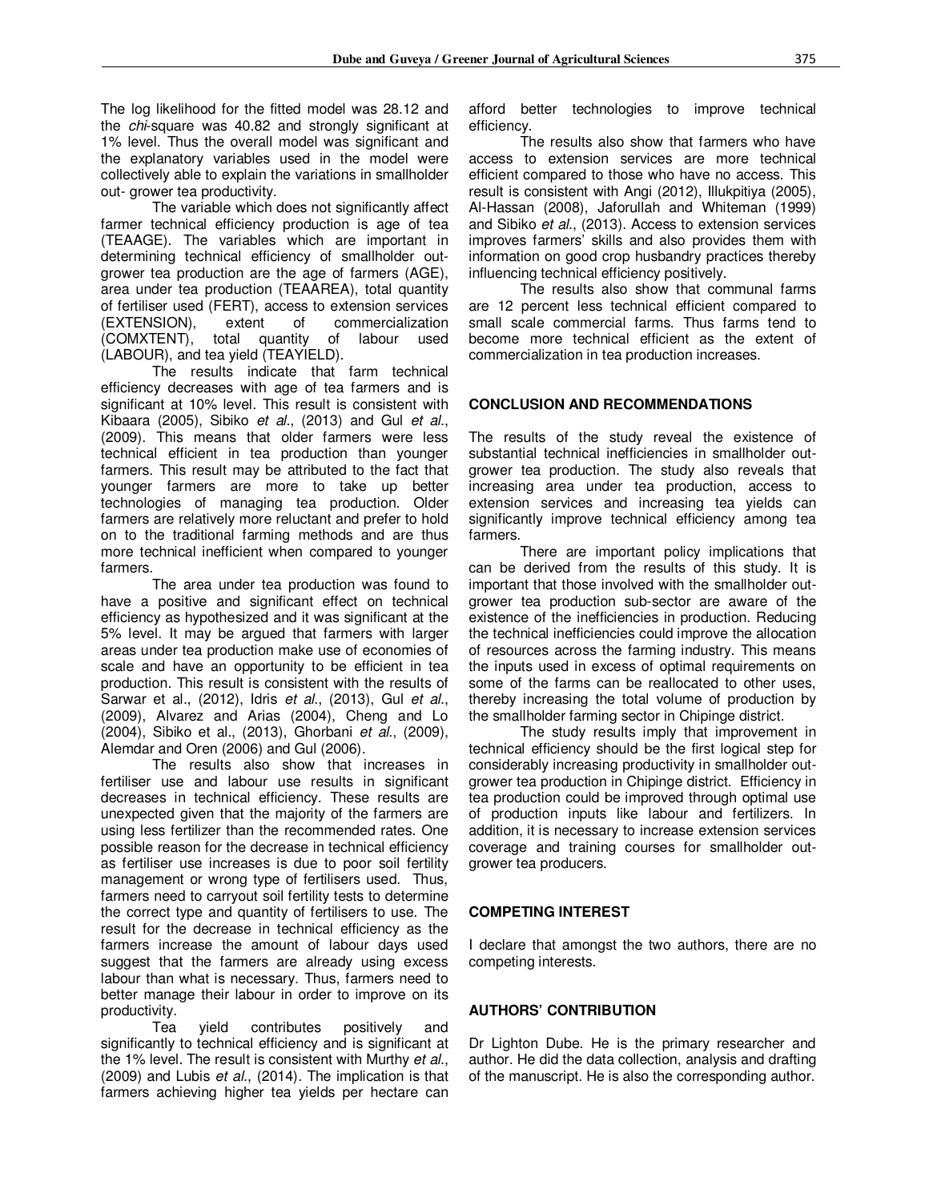The log likelihood for the fitted model was 28.12 and the *chi*-square was 40.82 and strongly significant at 1% level. Thus the overall model was significant and the explanatory variables used in the model were collectively able to explain the variations in smallholder out- grower tea productivity.

The variable which does not significantly affect farmer technical efficiency production is age of tea (TEAAGE). The variables which are important in determining technical efficiency of smallholder out-grower tea production are the age of farmers (AGE), area under tea production (TEAAREA), total quantity of fertiliser used (FERT), access to extension services (EXTENSION), extent of commercialization (COMXTENT), total quantity of labour used (LABOUR), and tea yield (TEAYIELD).

The results indicate that farm technical efficiency decreases with age of tea farmers and is significant at 10% level. This result is consistent with Kibaara (2005), Sibiko *et al*., (2013) and Gul *et al*., (2009). This means that older farmers were less technical efficient in tea production than younger farmers. This result may be attributed to the fact that younger farmers are more to take up better technologies of managing tea production. Older farmers are relatively more reluctant and prefer to hold on to the traditional farming methods and are thus more technical inefficient when compared to younger farmers.

The area under tea production was found to have a positive and significant effect on technical efficiency as hypothesized and it was significant at the 5% level. It may be argued that farmers with larger areas under tea production make use of economies of scale and have an opportunity to be efficient in tea production. This result is consistent with the results of Sarwar et al., (2012), Idris *et al*., (2013), Gul *et al*., (2009), Alvarez and Arias (2004), Cheng and Lo (2004), Sibiko et al., (2013), Ghorbani *et al*., (2009), Alemdar and Oren (2006) and Gul (2006).

The results also show that increases in fertiliser use and labour use results in significant decreases in technical efficiency. These results are unexpected given that the majority of the farmers are using less fertilizer than the recommended rates. One possible reason for the decrease in technical efficiency as fertiliser use increases is due to poor soil fertility management or wrong type of fertilisers used. Thus, farmers need to carryout soil fertility tests to determine the correct type and quantity of fertilisers to use. The result for the decrease in technical efficiency as the farmers increase the amount of labour days used suggest that the farmers are already using excess labour than what is necessary. Thus, farmers need to better manage their labour in order to improve on its productivity.

Tea yield contributes positively and significantly to technical efficiency and is significant at the 1% level. The result is consistent with Murthy *et al*., (2009) and Lubis *et al*., (2014). The implication is that farmers achieving higher tea yields per hectare can afford better technologies to improve technical efficiency.

The results also show that farmers who have access to extension services are more technical efficient compared to those who have no access. This result is consistent with Angi (2012), Illukpitiya (2005), Al-Hassan (2008), Jaforullah and Whiteman (1999) and Sibiko *et al*., (2013). Access to extension services improves farmers' skills and also provides them with information on good crop husbandry practices thereby influencing technical efficiency positively.

The results also show that communal farms are 12 percent less technical efficient compared to small scale commercial farms. Thus farms tend to become more technical efficient as the extent of commercialization in tea production increases.

## CONCLUSION AND RECOMMENDATIONS

The results of the study reveal the existence of substantial technical inefficiencies in smallholder out-grower tea production. The study also reveals that increasing area under tea production, access to extension services and increasing tea yields can significantly improve technical efficiency among tea farmers.

There are important policy implications that can be derived from the results of this study. It is important that those involved with the smallholder out-grower tea production sub-sector are aware of the existence of the inefficiencies in production. Reducing the technical inefficiencies could improve the allocation of resources across the farming industry. This means the inputs used in excess of optimal requirements on some of the farms can be reallocated to other uses, thereby increasing the total volume of production by the smallholder farming sector in Chipinge district.

The study results imply that improvement in technical efficiency should be the first logical step for considerably increasing productivity in smallholder out-grower tea production in Chipinge district. Efficiency in tea production could be improved through optimal use of production inputs like labour and fertilizers. In addition, it is necessary to increase extension services coverage and training courses for smallholder out-grower tea producers.

## COMPETING INTEREST

I declare that amongst the two authors, there are no competing interests.

## AUTHORS' CONTRIBUTION

Dr Lighton Dube. He is the primary researcher and author. He did the data collection, analysis and drafting of the manuscript. He is also the corresponding author.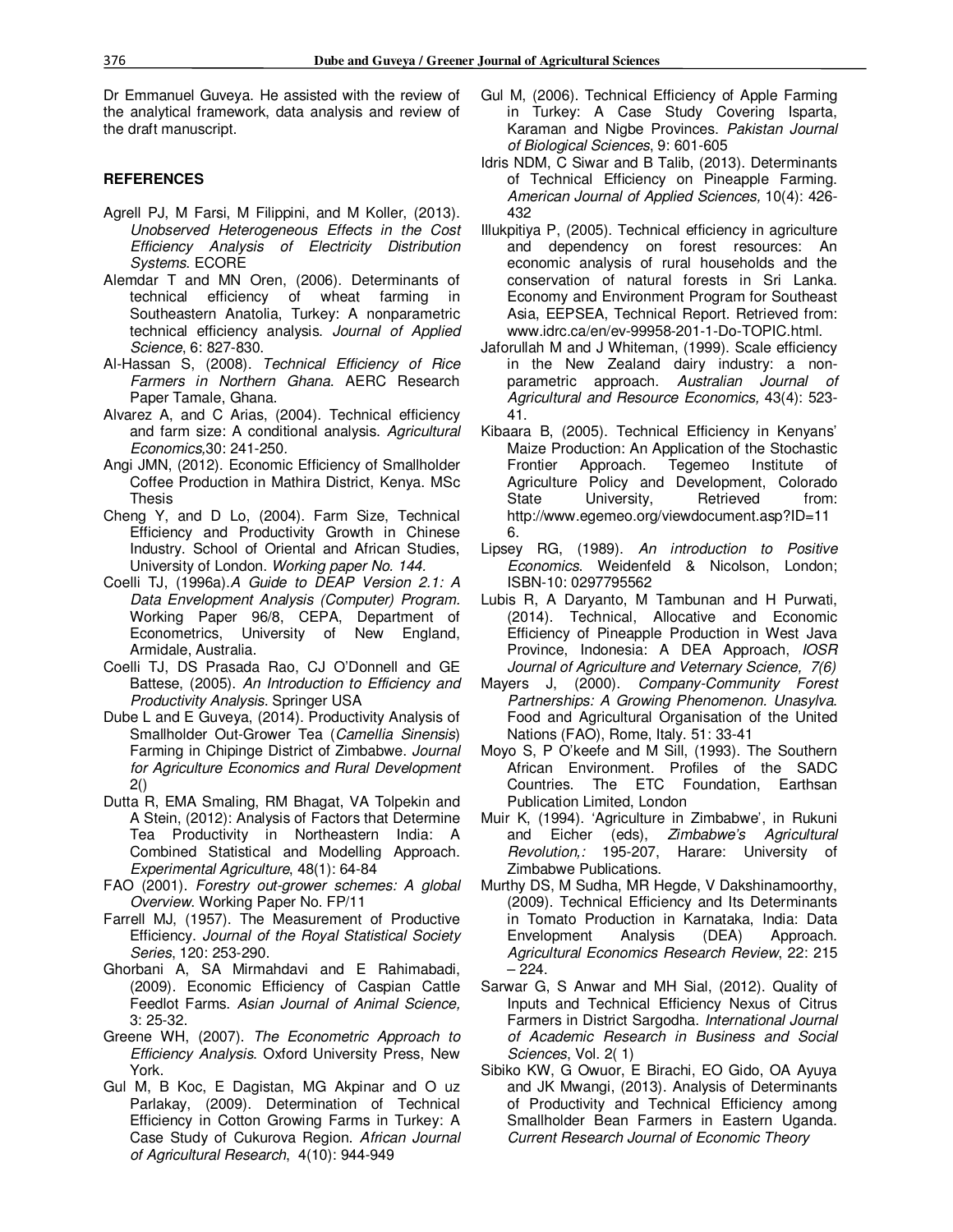Dr Emmanuel Guveya. He assisted with the review of the analytical framework, data analysis and review of the draft manuscript.

## REFERENCES

Agrell PJ, M Farsi, M Filippini, and M Koller, (2013). *Unobserved Heterogeneous Effects in the Cost Efficiency Analysis of Electricity Distribution Systems*. ECORE

Alemdar T and MN Oren, (2006). Determinants of technical efficiency of wheat farming in Southeastern Anatolia, Turkey: A nonparametric technical efficiency analysis. *Journal of Applied Science*, 6: 827-830.

Al-Hassan S, (2008). *Technical Efficiency of Rice Farmers in Northern Ghana*. AERC Research Paper Tamale, Ghana.

Alvarez A, and C Arias, (2004). Technical efficiency and farm size: A conditional analysis. *Agricultural Economics,*30: 241-250.

Angi JMN, (2012). Economic Efficiency of Smallholder Coffee Production in Mathira District, Kenya. MSc Thesis

Cheng Y, and D Lo, (2004). Farm Size, Technical Efficiency and Productivity Growth in Chinese Industry. School of Oriental and African Studies, University of London. *Working paper No. 144.*

Coelli TJ, (1996a).*A Guide to DEAP Version 2.1: A Data Envelopment Analysis (Computer) Program.* Working Paper 96/8, CEPA, Department of Econometrics, University of New England, Armidale, Australia.

Coelli TJ, DS Prasada Rao, CJ O'Donnell and GE Battese, (2005). *An Introduction to Efficiency and Productivity Analysis*. Springer USA

Dube L and E Guveya, (2014). Productivity Analysis of Smallholder Out-Grower Tea (*Camellia Sinensis*) Farming in Chipinge District of Zimbabwe. *Journal for Agriculture Economics and Rural Development* 2()

Dutta R, EMA Smaling, RM Bhagat, VA Tolpekin and A Stein, (2012): Analysis of Factors that Determine Tea Productivity in Northeastern India: A Combined Statistical and Modelling Approach. *Experimental Agriculture*, 48(1): 64-84

FAO (2001). *Forestry out-grower schemes: A global Overview*. Working Paper No. FP/11

Farrell MJ, (1957). The Measurement of Productive Efficiency. *Journal of the Royal Statistical Society Series*, 120: 253-290.

Ghorbani A, SA Mirmahdavi and E Rahimabadi, (2009). Economic Efficiency of Caspian Cattle Feedlot Farms. *Asian Journal of Animal Science,* 3: 25-32.

Greene WH, (2007). *The Econometric Approach to Efficiency Analysis*. Oxford University Press, New York.

Gul M, B Koc, E Dagistan, MG Akpinar and O uz Parlakay, (2009). Determination of Technical Efficiency in Cotton Growing Farms in Turkey: A Case Study of Cukurova Region. *African Journal of Agricultural Research*, 4(10): 944-949

Gul M, (2006). Technical Efficiency of Apple Farming in Turkey: A Case Study Covering Isparta, Karaman and Nigbe Provinces. *Pakistan Journal of Biological Sciences*, 9: 601-605

Idris NDM, C Siwar and B Talib, (2013). Determinants of Technical Efficiency on Pineapple Farming. *American Journal of Applied Sciences,* 10(4): 426-432

Illukpitiya P, (2005). Technical efficiency in agriculture and dependency on forest resources: An economic analysis of rural households and the conservation of natural forests in Sri Lanka. Economy and Environment Program for Southeast Asia, EEPSEA, Technical Report. Retrieved from: www.idrc.ca/en/ev-99958-201-1-Do-TOPIC.html.

Jaforullah M and J Whiteman, (1999). Scale efficiency in the New Zealand dairy industry: a non-parametric approach. *Australian Journal of Agricultural and Resource Economics,* 43(4): 523-41.

Kibaara B, (2005). Technical Efficiency in Kenyans' Maize Production: An Application of the Stochastic Frontier Approach. Tegemeo Institute of Agriculture Policy and Development, Colorado State University, Retrieved from: http://www.egemeo.org/viewdocument.asp?ID=116.

Lipsey RG, (1989). *An introduction to Positive Economics*. Weidenfeld & Nicolson, London; ISBN-10: 0297795562

Lubis R, A Daryanto, M Tambunan and H Purwati, (2014). Technical, Allocative and Economic Efficiency of Pineapple Production in West Java Province, Indonesia: A DEA Approach, *IOSR Journal of Agriculture and Veternary Science, 7(6)*

Mayers J, (2000). *Company-Community Forest Partnerships: A Growing Phenomenon. Unasylva*. Food and Agricultural Organisation of the United Nations (FAO), Rome, Italy. 51: 33-41

Moyo S, P O'keefe and M Sill, (1993). The Southern African Environment. Profiles of the SADC Countries. The ETC Foundation, Earthsan Publication Limited, London

Muir K, (1994). 'Agriculture in Zimbabwe', in Rukuni and Eicher (eds), *Zimbabwe's Agricultural Revolution,:* 195-207, Harare: University of Zimbabwe Publications.

Murthy DS, M Sudha, MR Hegde, V Dakshinamoorthy, (2009). Technical Efficiency and Its Determinants in Tomato Production in Karnataka, India: Data Envelopment Analysis (DEA) Approach. *Agricultural Economics Research Review*, 22: 215 – 224.

Sarwar G, S Anwar and MH Sial, (2012). Quality of Inputs and Technical Efficiency Nexus of Citrus Farmers in District Sargodha. *International Journal of Academic Research in Business and Social Sciences*, Vol. 2( 1)

Sibiko KW, G Owuor, E Birachi, EO Gido, OA Ayuya and JK Mwangi, (2013). Analysis of Determinants of Productivity and Technical Efficiency among Smallholder Bean Farmers in Eastern Uganda. *Current Research Journal of Economic Theory*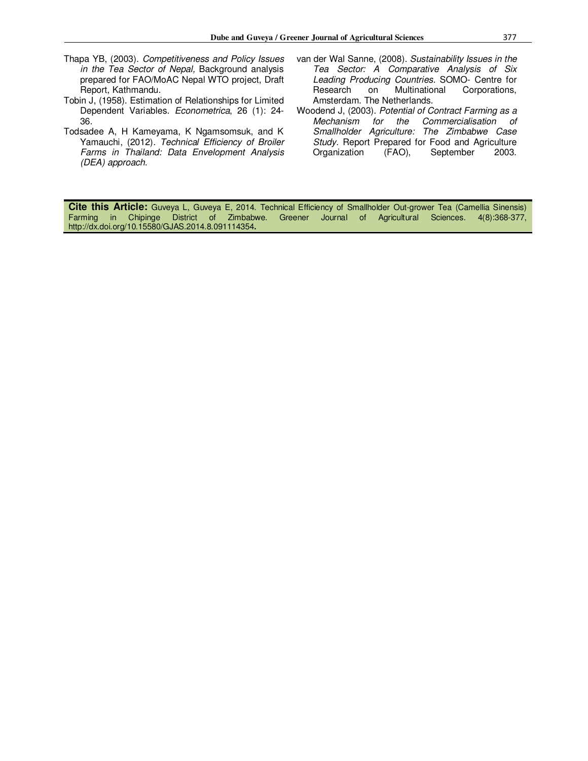Thapa YB, (2003). *Competitiveness and Policy Issues in the Tea Sector of Nepal,* Background analysis prepared for FAO/MoAC Nepal WTO project, Draft Report, Kathmandu.

Tobin J, (1958). Estimation of Relationships for Limited Dependent Variables. *Econometrica*, 26 (1): 24-36.

Todsadee A, H Kameyama, K Ngamsomsuk, and K Yamauchi, (2012). *Technical Efficiency of Broiler Farms in Thailand: Data Envelopment Analysis (DEA) approach*.

van der Wal Sanne, (2008). *Sustainability Issues in the Tea Sector: A Comparative Analysis of Six Leading Producing Countries*. SOMO- Centre for Research on Multinational Corporations, Amsterdam. The Netherlands.

Woodend J, (2003). *Potential of Contract Farming as a Mechanism for the Commercialisation of Smallholder Agriculture: The Zimbabwe Case Study*. Report Prepared for Food and Agriculture Organization (FAO), September 2003.

**Cite this Article:** Guveya L, Guveya E, 2014. Technical Efficiency of Smallholder Out-grower Tea (Camellia Sinensis) Farming in Chipinge District of Zimbabwe. Greener Journal of Agricultural Sciences. 4(8):368-377, http://dx.doi.org/10.15580/GJAS.2014.8.091114354**.**